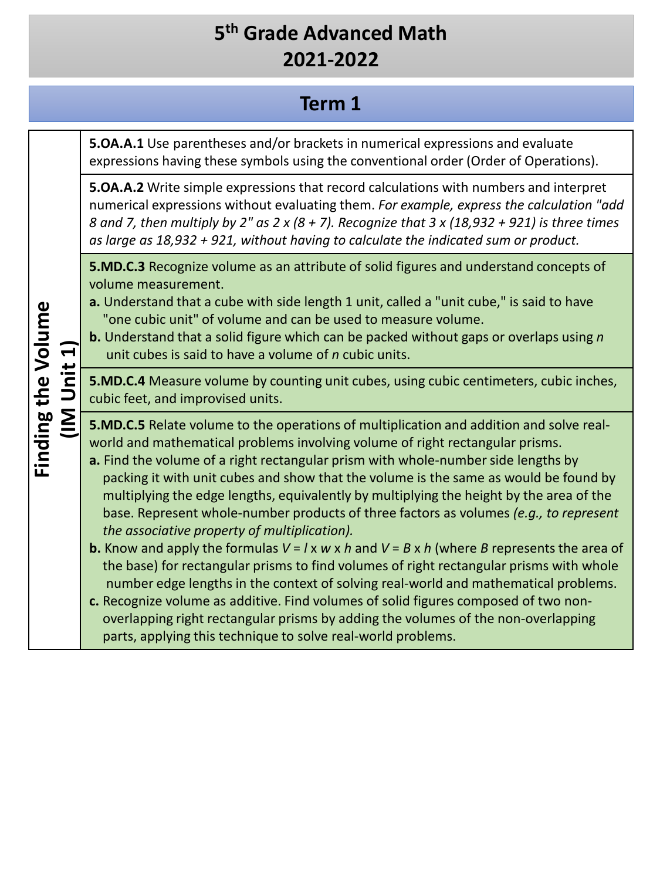# 5th Grade Advanced Math
# 2021-2022

## Term 1

| Finding the Volume (IM Unit 1) | |
|---|---|
| | **5.OA.A.1** Use parentheses and/or brackets in numerical expressions and evaluate expressions having these symbols using the conventional order (Order of Operations). |
| | **5.OA.A.2** Write simple expressions that record calculations with numbers and interpret numerical expressions without evaluating them. *For example, express the calculation "add 8 and 7, then multiply by 2" as 2 x (8 + 7). Recognize that 3 x (18,932 + 921) is three times as large as 18,932 + 921, without having to calculate the indicated sum or product.* |
| | **5.MD.C.3** Recognize volume as an attribute of solid figures and understand concepts of volume measurement.<br>**a.** Understand that a cube with side length 1 unit, called a "unit cube," is said to have "one cubic unit" of volume and can be used to measure volume.<br>**b.** Understand that a solid figure which can be packed without gaps or overlaps using $n$ unit cubes is said to have a volume of $n$ cubic units. |
| | **5.MD.C.4** Measure volume by counting unit cubes, using cubic centimeters, cubic inches, cubic feet, and improvised units. |
| | **5.MD.C.5** Relate volume to the operations of multiplication and addition and solve real-world and mathematical problems involving volume of right rectangular prisms.<br>**a.** Find the volume of a right rectangular prism with whole-number side lengths by packing it with unit cubes and show that the volume is the same as would be found by multiplying the edge lengths, equivalently by multiplying the height by the area of the base. Represent whole-number products of three factors as volumes *(e.g., to represent the associative property of multiplication).*<br>**b.** Know and apply the formulas $V = l \times w \times h$ and $V = B \times h$ (where $B$ represents the area of the base) for rectangular prisms to find volumes of right rectangular prisms with whole number edge lengths in the context of solving real-world and mathematical problems.<br>**c.** Recognize volume as additive. Find volumes of solid figures composed of two non-overlapping right rectangular prisms by adding the volumes of the non-overlapping parts, applying this technique to solve real-world problems. |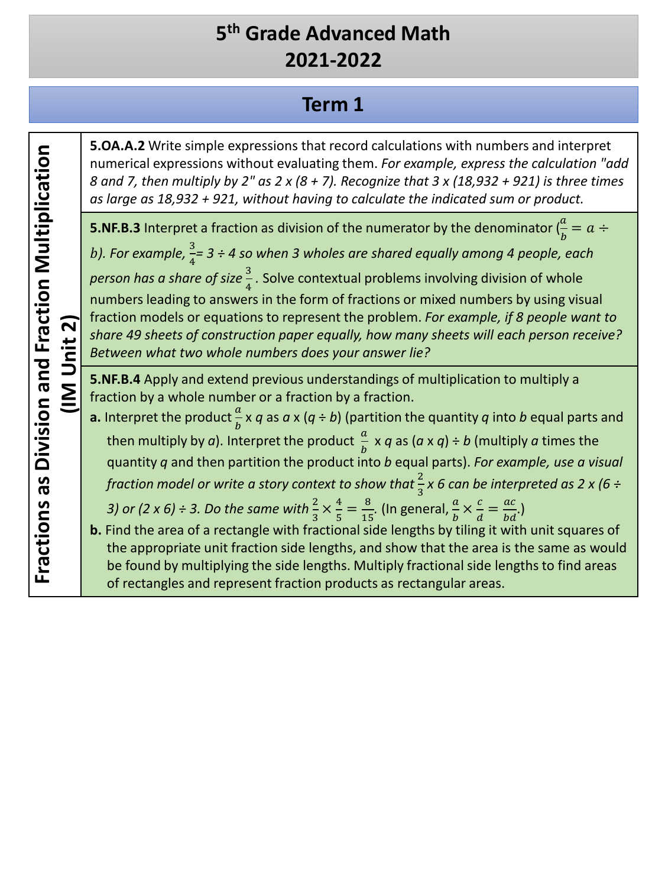# 5th Grade Advanced Math
# 2021-2022

## Term 1

| Fractions as Division and Fraction Multiplication (IM Unit 2) | |
|---|---|
| | **5.OA.A.2** Write simple expressions that record calculations with numbers and interpret numerical expressions without evaluating them. *For example, express the calculation "add 8 and 7, then multiply by 2" as 2 x (8 + 7). Recognize that 3 x (18,932 + 921) is three times as large as 18,932 + 921, without having to calculate the indicated sum or product.* |
| | **5.NF.B.3** Interpret a fraction as division of the numerator by the denominator ($\frac{a}{b} = a \div b$). *For example, $\frac{3}{4}$= 3 ÷ 4 so when 3 wholes are shared equally among 4 people, each person has a share of size $\frac{3}{4}$*. Solve contextual problems involving division of whole numbers leading to answers in the form of fractions or mixed numbers by using visual fraction models or equations to represent the problem. *For example, if 8 people want to share 49 sheets of construction paper equally, how many sheets will each person receive? Between what two whole numbers does your answer lie?* |
| | **5.NF.B.4** Apply and extend previous understandings of multiplication to multiply a fraction by a whole number or a fraction by a fraction.<br>**a.** Interpret the product $\frac{a}{b}$ x *q* as *a* x (*q* ÷ *b*) (partition the quantity *q* into *b* equal parts and then multiply by *a*). Interpret the product $\frac{a}{b}$ x *q* as (*a* x *q*) ÷ *b* (multiply *a* times the quantity *q* and then partition the product into *b* equal parts). *For example, use a visual fraction model or write a story context to show that $\frac{2}{3}$ x 6 can be interpreted as 2 x (6 ÷ 3) or (2 x 6) ÷ 3. Do the same with $\frac{2}{3} \times \frac{4}{5} = \frac{8}{15}$.* (In general, $\frac{a}{b} \times \frac{c}{d} = \frac{ac}{bd}$.)<br>**b.** Find the area of a rectangle with fractional side lengths by tiling it with unit squares of the appropriate unit fraction side lengths, and show that the area is the same as would be found by multiplying the side lengths. Multiply fractional side lengths to find areas of rectangles and represent fraction products as rectangular areas. |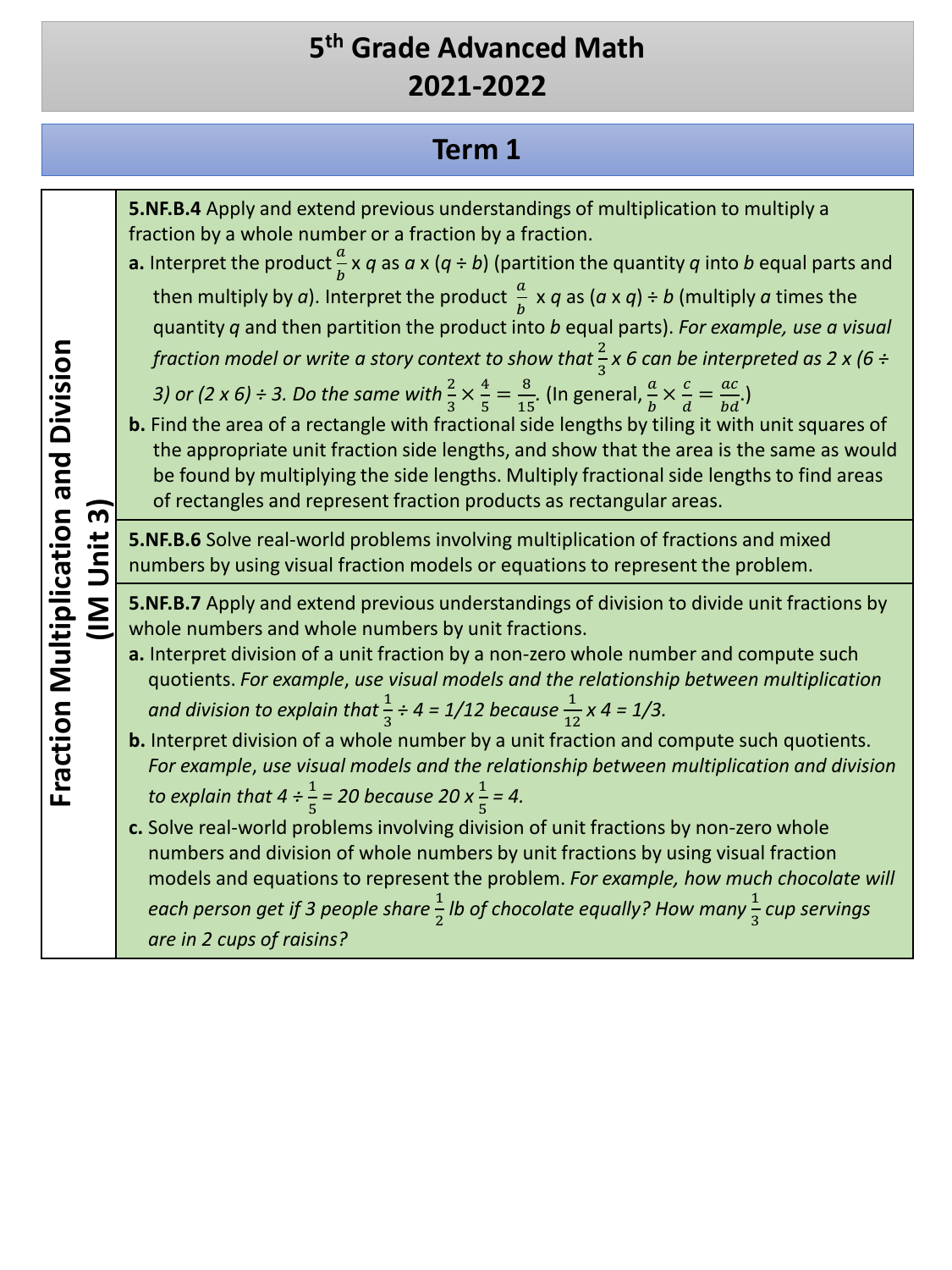# 5th Grade Advanced Math
# 2021-2022

## Term 1

| Fraction Multiplication and Division (IM Unit 3) | |
|---|---|
| | **5.NF.B.4** Apply and extend previous understandings of multiplication to multiply a fraction by a whole number or a fraction by a fraction.<br>**a.** Interpret the product $\frac{a}{b}$ x *q* as *a* x (*q* ÷ *b*) (partition the quantity *q* into *b* equal parts and then multiply by *a*). Interpret the product $\frac{a}{b}$ x *q* as (*a* x *q*) ÷ *b* (multiply *a* times the quantity *q* and then partition the product into *b* equal parts). *For example, use a visual fraction model or write a story context to show that* $\frac{2}{3}$ *x 6 can be interpreted as 2 x (6 ÷ 3) or (2 x 6) ÷ 3. Do the same with* $\frac{2}{3} \times \frac{4}{5} = \frac{8}{15}$*.* (In general, $\frac{a}{b} \times \frac{c}{d} = \frac{ac}{bd}$.)<br>**b.** Find the area of a rectangle with fractional side lengths by tiling it with unit squares of the appropriate unit fraction side lengths, and show that the area is the same as would be found by multiplying the side lengths. Multiply fractional side lengths to find areas of rectangles and represent fraction products as rectangular areas. |
| | **5.NF.B.6** Solve real-world problems involving multiplication of fractions and mixed numbers by using visual fraction models or equations to represent the problem. |
| | **5.NF.B.7** Apply and extend previous understandings of division to divide unit fractions by whole numbers and whole numbers by unit fractions.<br>**a.** Interpret division of a unit fraction by a non-zero whole number and compute such quotients. *For example, use visual models and the relationship between multiplication and division to explain that* $\frac{1}{3}$ *÷ 4 = 1/12 because* $\frac{1}{12}$ *x 4 = 1/3.*<br>**b.** Interpret division of a whole number by a unit fraction and compute such quotients. *For example, use visual models and the relationship between multiplication and division to explain that 4 ÷* $\frac{1}{5}$ *= 20 because 20 x* $\frac{1}{5}$ *= 4.*<br>**c.** Solve real-world problems involving division of unit fractions by non-zero whole numbers and division of whole numbers by unit fractions by using visual fraction models and equations to represent the problem. *For example, how much chocolate will each person get if 3 people share* $\frac{1}{2}$ *lb of chocolate equally? How many* $\frac{1}{3}$ *cup servings are in 2 cups of raisins?* |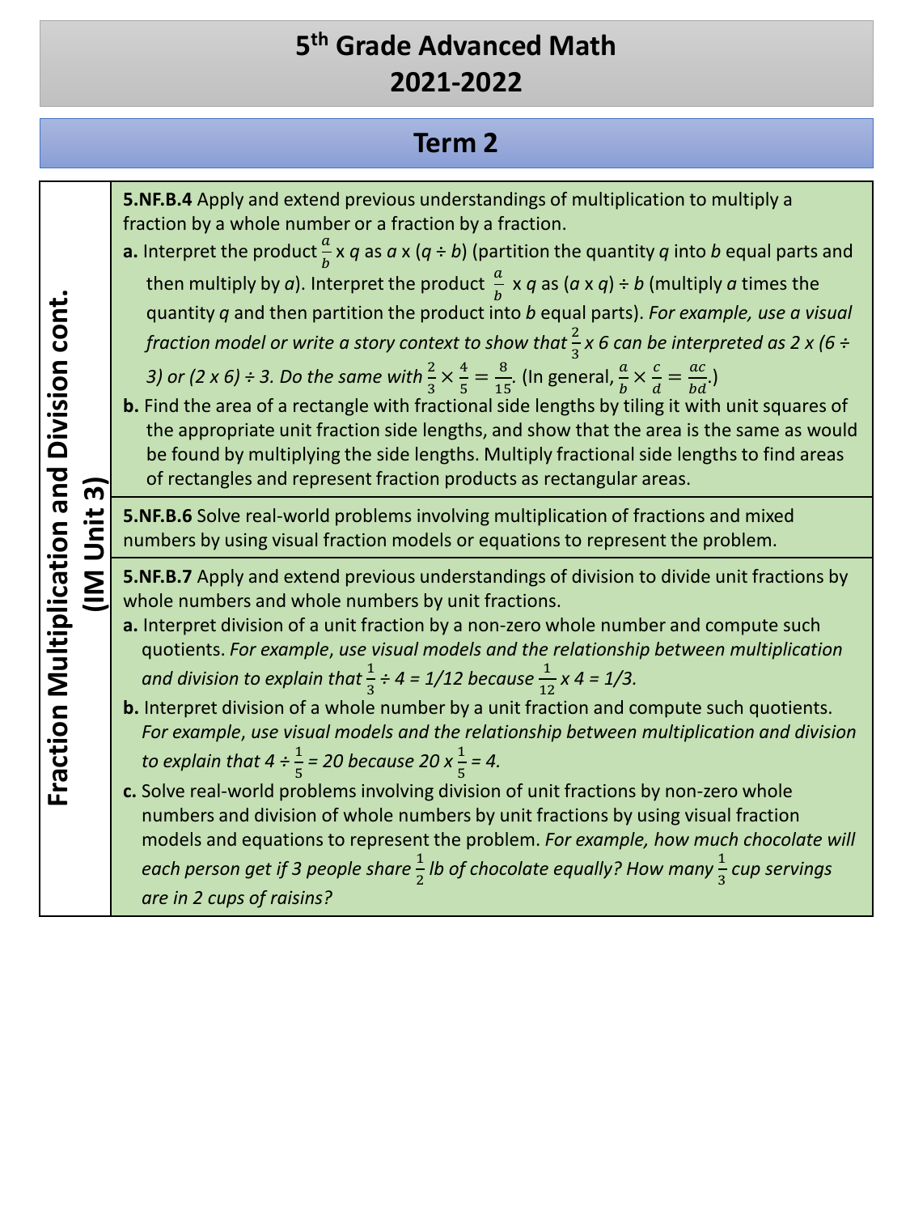# 5th Grade Advanced Math
# 2021-2022

## Term 2

| Fraction Multiplication and Division cont. (IM Unit 3) | |
|---|---|
| | **5.NF.B.4** Apply and extend previous understandings of multiplication to multiply a fraction by a whole number or a fraction by a fraction.<br>**a.** Interpret the product $\frac{a}{b}$ x $q$ as $a$ x ($q \div b$) (partition the quantity $q$ into $b$ equal parts and then multiply by $a$). Interpret the product $\frac{a}{b}$ x $q$ as ($a$ x $q$) ÷ $b$ (multiply $a$ times the quantity $q$ and then partition the product into $b$ equal parts). *For example, use a visual fraction model or write a story context to show that $\frac{2}{3}$ x 6 can be interpreted as 2 x (6 ÷ 3) or (2 x 6) ÷ 3. Do the same with $\frac{2}{3} \times \frac{4}{5} = \frac{8}{15}$.* (In general, $\frac{a}{b} \times \frac{c}{d} = \frac{ac}{bd}$.)<br>**b.** Find the area of a rectangle with fractional side lengths by tiling it with unit squares of the appropriate unit fraction side lengths, and show that the area is the same as would be found by multiplying the side lengths. Multiply fractional side lengths to find areas of rectangles and represent fraction products as rectangular areas. |
| | **5.NF.B.6** Solve real-world problems involving multiplication of fractions and mixed numbers by using visual fraction models or equations to represent the problem. |
| | **5.NF.B.7** Apply and extend previous understandings of division to divide unit fractions by whole numbers and whole numbers by unit fractions.<br>**a.** Interpret division of a unit fraction by a non-zero whole number and compute such quotients. *For example, use visual models and the relationship between multiplication and division to explain that $\frac{1}{3}$ ÷ 4 = 1/12 because $\frac{1}{12}$ x 4 = 1/3.*<br>**b.** Interpret division of a whole number by a unit fraction and compute such quotients. *For example, use visual models and the relationship between multiplication and division to explain that 4 ÷ $\frac{1}{5}$ = 20 because 20 x $\frac{1}{5}$ = 4.*<br>**c.** Solve real-world problems involving division of unit fractions by non-zero whole numbers and division of whole numbers by unit fractions by using visual fraction models and equations to represent the problem. *For example, how much chocolate will each person get if 3 people share $\frac{1}{2}$ lb of chocolate equally? How many $\frac{1}{3}$ cup servings are in 2 cups of raisins?* |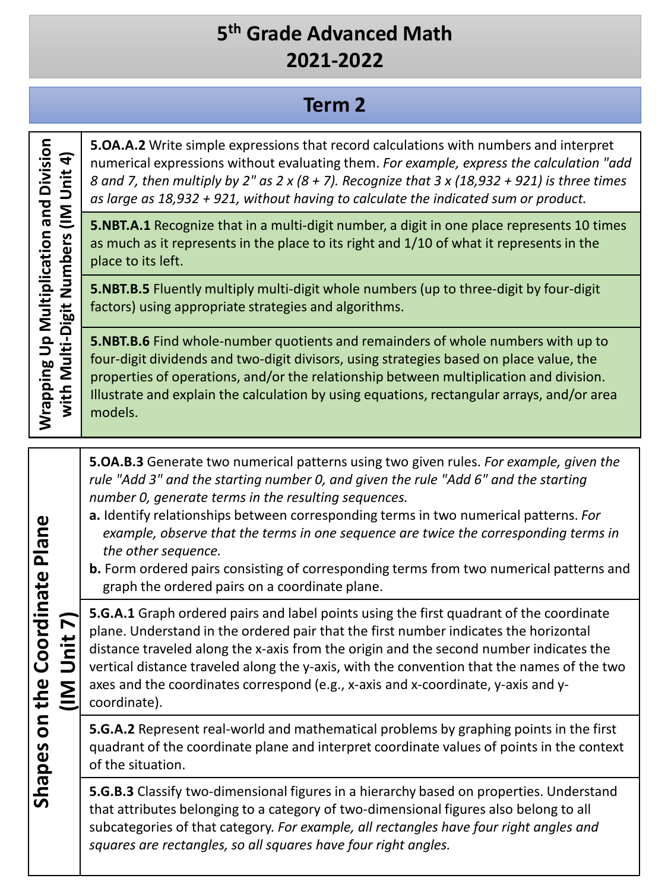# 5th Grade Advanced Math
# 2021-2022

## Term 2

| Unit | Standards |
|---|---|
| **Wrapping Up Multiplication and Division with Multi-Digit Numbers (IM Unit 4)** | **5.OA.A.2** Write simple expressions that record calculations with numbers and interpret numerical expressions without evaluating them. *For example, express the calculation "add 8 and 7, then multiply by 2" as 2 x (8 + 7). Recognize that 3 x (18,932 + 921) is three times as large as 18,932 + 921, without having to calculate the indicated sum or product.* |
| | **5.NBT.A.1** Recognize that in a multi-digit number, a digit in one place represents 10 times as much as it represents in the place to its right and 1/10 of what it represents in the place to its left. |
| | **5.NBT.B.5** Fluently multiply multi-digit whole numbers (up to three-digit by four-digit factors) using appropriate strategies and algorithms. |
| | **5.NBT.B.6** Find whole-number quotients and remainders of whole numbers with up to four-digit dividends and two-digit divisors, using strategies based on place value, the properties of operations, and/or the relationship between multiplication and division. Illustrate and explain the calculation by using equations, rectangular arrays, and/or area models. |

| Unit | Standards |
|---|---|
| **Shapes on the Coordinate Plane (IM Unit 7)** | **5.OA.B.3** Generate two numerical patterns using two given rules. *For example, given the rule "Add 3" and the starting number 0, and given the rule "Add 6" and the starting number 0, generate terms in the resulting sequences.* <br> **a.** Identify relationships between corresponding terms in two numerical patterns. *For example, observe that the terms in one sequence are twice the corresponding terms in the other sequence.* <br> **b.** Form ordered pairs consisting of corresponding terms from two numerical patterns and graph the ordered pairs on a coordinate plane. |
| | **5.G.A.1** Graph ordered pairs and label points using the first quadrant of the coordinate plane. Understand in the ordered pair that the first number indicates the horizontal distance traveled along the x-axis from the origin and the second number indicates the vertical distance traveled along the y-axis, with the convention that the names of the two axes and the coordinates correspond (e.g., x-axis and x-coordinate, y-axis and y-coordinate). |
| | **5.G.A.2** Represent real-world and mathematical problems by graphing points in the first quadrant of the coordinate plane and interpret coordinate values of points in the context of the situation. |
| | **5.G.B.3** Classify two-dimensional figures in a hierarchy based on properties. Understand that attributes belonging to a category of two-dimensional figures also belong to all subcategories of that category. *For example, all rectangles have four right angles and squares are rectangles, so all squares have four right angles.* |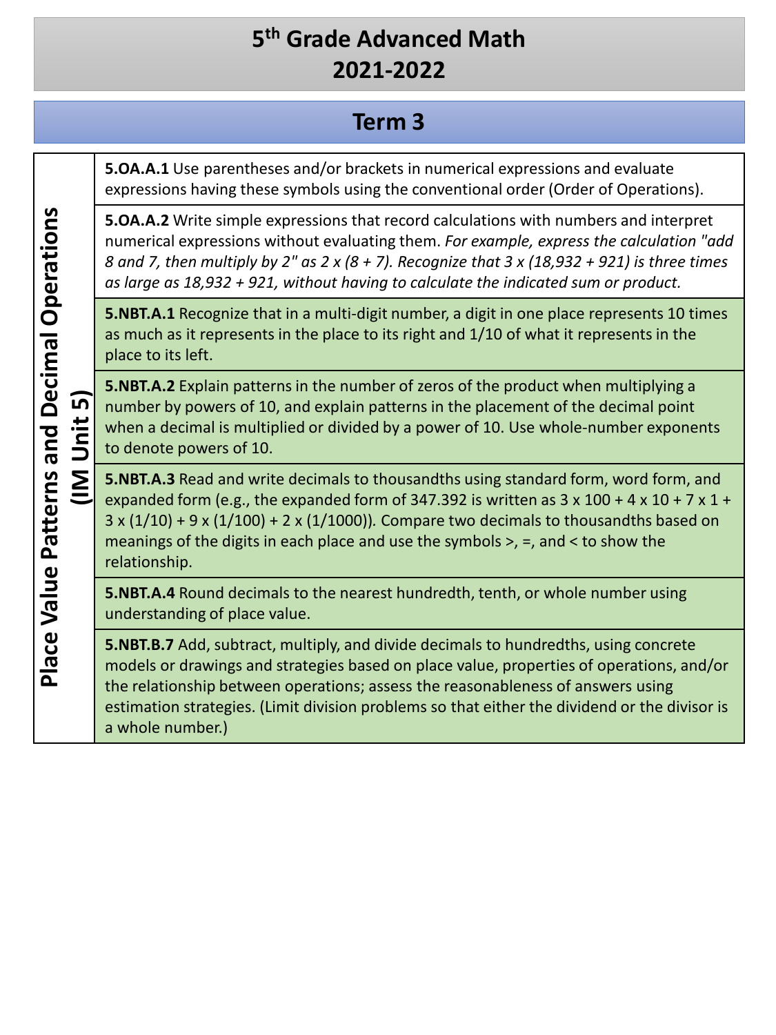# 5th Grade Advanced Math
# 2021-2022

## Term 3

| Unit | Standards |
|---|---|
| **Place Value Patterns and Decimal Operations (IM Unit 5)** | **5.OA.A.1** Use parentheses and/or brackets in numerical expressions and evaluate expressions having these symbols using the conventional order (Order of Operations). |
| | **5.OA.A.2** Write simple expressions that record calculations with numbers and interpret numerical expressions without evaluating them. *For example, express the calculation "add 8 and 7, then multiply by 2" as 2 x (8 + 7). Recognize that 3 x (18,932 + 921) is three times as large as 18,932 + 921, without having to calculate the indicated sum or product.* |
| | **5.NBT.A.1** Recognize that in a multi-digit number, a digit in one place represents 10 times as much as it represents in the place to its right and 1/10 of what it represents in the place to its left. |
| | **5.NBT.A.2** Explain patterns in the number of zeros of the product when multiplying a number by powers of 10, and explain patterns in the placement of the decimal point when a decimal is multiplied or divided by a power of 10. Use whole-number exponents to denote powers of 10. |
| | **5.NBT.A.3** Read and write decimals to thousandths using standard form, word form, and expanded form (e.g., the expanded form of 347.392 is written as 3 x 100 + 4 x 10 + 7 x 1 + 3 x (1/10) + 9 x (1/100) + 2 x (1/1000)). Compare two decimals to thousandths based on meanings of the digits in each place and use the symbols >, =, and < to show the relationship. |
| | **5.NBT.A.4** Round decimals to the nearest hundredth, tenth, or whole number using understanding of place value. |
| | **5.NBT.B.7** Add, subtract, multiply, and divide decimals to hundredths, using concrete models or drawings and strategies based on place value, properties of operations, and/or the relationship between operations; assess the reasonableness of answers using estimation strategies. (Limit division problems so that either the dividend or the divisor is a whole number.) |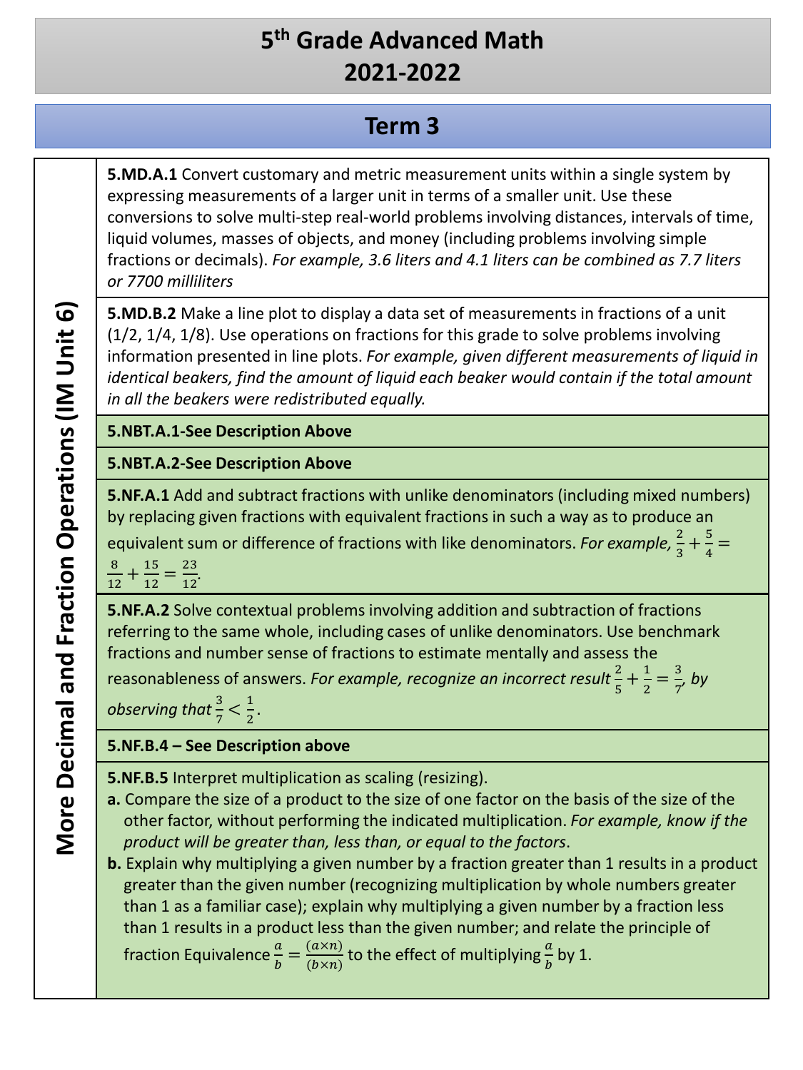# 5th Grade Advanced Math
# 2021-2022

## Term 3

| More Decimal and Fraction Operations (IM Unit 6) | |
|---|---|
| | **5.MD.A.1** Convert customary and metric measurement units within a single system by expressing measurements of a larger unit in terms of a smaller unit. Use these conversions to solve multi-step real-world problems involving distances, intervals of time, liquid volumes, masses of objects, and money (including problems involving simple fractions or decimals). *For example, 3.6 liters and 4.1 liters can be combined as 7.7 liters or 7700 milliliters* |
| | **5.MD.B.2** Make a line plot to display a data set of measurements in fractions of a unit (1/2, 1/4, 1/8). Use operations on fractions for this grade to solve problems involving information presented in line plots. *For example, given different measurements of liquid in identical beakers, find the amount of liquid each beaker would contain if the total amount in all the beakers were redistributed equally.* |
| | **5.NBT.A.1-See Description Above** |
| | **5.NBT.A.2-See Description Above** |
| | **5.NF.A.1** Add and subtract fractions with unlike denominators (including mixed numbers) by replacing given fractions with equivalent fractions in such a way as to produce an equivalent sum or difference of fractions with like denominators. *For example,* $\frac{2}{3}+\frac{5}{4}=\frac{8}{12}+\frac{15}{12}=\frac{23}{12}$. |
| | **5.NF.A.2** Solve contextual problems involving addition and subtraction of fractions referring to the same whole, including cases of unlike denominators. Use benchmark fractions and number sense of fractions to estimate mentally and assess the reasonableness of answers. *For example, recognize an incorrect result* $\frac{2}{5}+\frac{1}{2}=\frac{3}{7}$, *by observing that* $\frac{3}{7}<\frac{1}{2}$. |
| | **5.NF.B.4 – See Description above** |
| | **5.NF.B.5** Interpret multiplication as scaling (resizing).<br>**a.** Compare the size of a product to the size of one factor on the basis of the size of the other factor, without performing the indicated multiplication. *For example, know if the product will be greater than, less than, or equal to the factors*.<br>**b.** Explain why multiplying a given number by a fraction greater than 1 results in a product greater than the given number (recognizing multiplication by whole numbers greater than 1 as a familiar case); explain why multiplying a given number by a fraction less than 1 results in a product less than the given number; and relate the principle of fraction Equivalence $\frac{a}{b}=\frac{(a\times n)}{(b\times n)}$ to the effect of multiplying $\frac{a}{b}$ by 1. |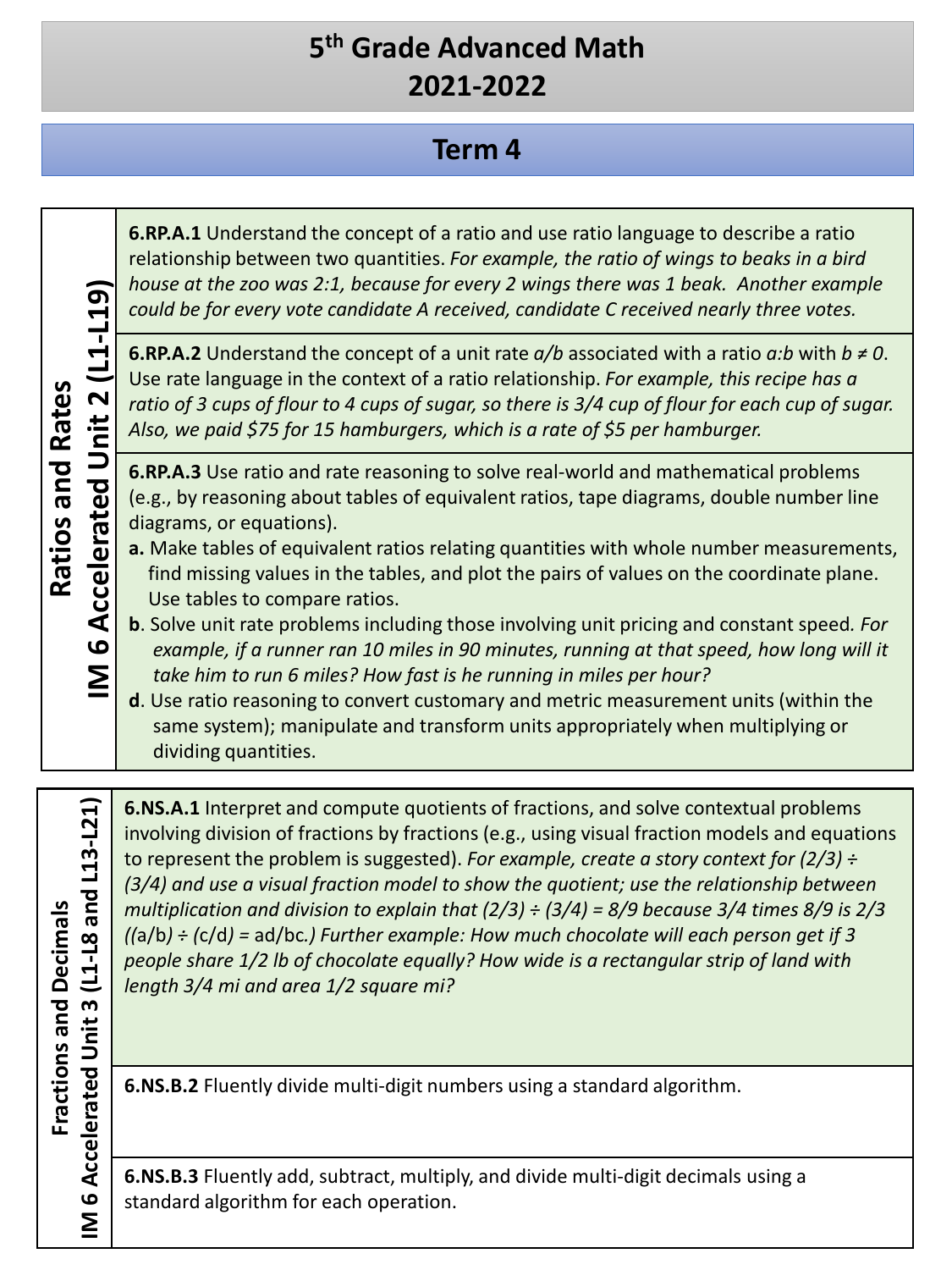# 5th Grade Advanced Math
# 2021-2022

## Term 4

| Ratios and Rates<br>IM 6 Accelerated Unit 2 (L1-L19) | |
|---|---|
| | **6.RP.A.1** Understand the concept of a ratio and use ratio language to describe a ratio relationship between two quantities. *For example, the ratio of wings to beaks in a bird house at the zoo was 2:1, because for every 2 wings there was 1 beak. Another example could be for every vote candidate A received, candidate C received nearly three votes.* |
| | **6.RP.A.2** Understand the concept of a unit rate *a/b* associated with a ratio *a:b* with *b ≠ 0*. Use rate language in the context of a ratio relationship. *For example, this recipe has a ratio of 3 cups of flour to 4 cups of sugar, so there is 3/4 cup of flour for each cup of sugar. Also, we paid $75 for 15 hamburgers, which is a rate of $5 per hamburger.* |
| | **6.RP.A.3** Use ratio and rate reasoning to solve real-world and mathematical problems (e.g., by reasoning about tables of equivalent ratios, tape diagrams, double number line diagrams, or equations).<br>**a.** Make tables of equivalent ratios relating quantities with whole number measurements, find missing values in the tables, and plot the pairs of values on the coordinate plane. Use tables to compare ratios.<br>**b**. Solve unit rate problems including those involving unit pricing and constant speed. *For example, if a runner ran 10 miles in 90 minutes, running at that speed, how long will it take him to run 6 miles? How fast is he running in miles per hour?*<br>**d**. Use ratio reasoning to convert customary and metric measurement units (within the same system); manipulate and transform units appropriately when multiplying or dividing quantities. |

| Fractions and Decimals<br>IM 6 Accelerated Unit 3 (L1-L8 and L13-L21) | |
|---|---|
| | **6.NS.A.1** Interpret and compute quotients of fractions, and solve contextual problems involving division of fractions by fractions (e.g., using visual fraction models and equations to represent the problem is suggested). *For example, create a story context for (2/3) ÷ (3/4) and use a visual fraction model to show the quotient; use the relationship between multiplication and division to explain that (2/3) ÷ (3/4) = 8/9 because 3/4 times 8/9 is 2/3 ((a/b) ÷ (c/d) = ad/bc.) Further example: How much chocolate will each person get if 3 people share 1/2 lb of chocolate equally? How wide is a rectangular strip of land with length 3/4 mi and area 1/2 square mi?* |
| | **6.NS.B.2** Fluently divide multi-digit numbers using a standard algorithm. |
| | **6.NS.B.3** Fluently add, subtract, multiply, and divide multi-digit decimals using a standard algorithm for each operation. |